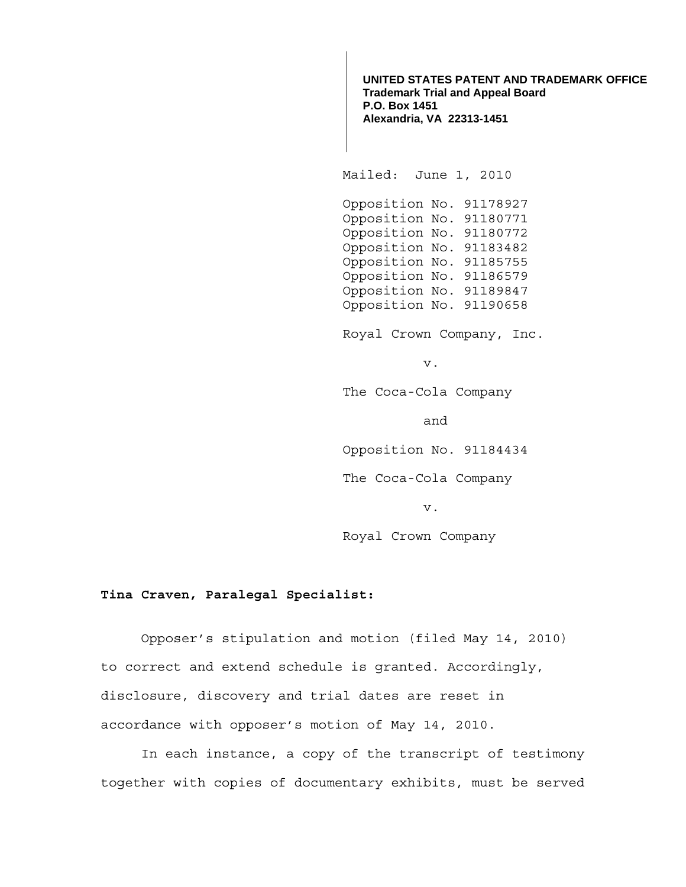**UNITED STATES PATENT AND TRADEMARK OFFICE**
**Trademark Trial and Appeal Board**
**P.O. Box 1451**
**Alexandria, VA 22313-1451**

Mailed: June 1, 2010

Opposition No. 91178927
Opposition No. 91180771
Opposition No. 91180772
Opposition No. 91183482
Opposition No. 91185755
Opposition No. 91186579
Opposition No. 91189847
Opposition No. 91190658

Royal Crown Company, Inc.

v.

The Coca-Cola Company

and

Opposition No. 91184434

The Coca-Cola Company

v.

Royal Crown Company

**Tina Craven, Paralegal Specialist:**

Opposer's stipulation and motion (filed May 14, 2010) to correct and extend schedule is granted. Accordingly, disclosure, discovery and trial dates are reset in accordance with opposer's motion of May 14, 2010.

In each instance, a copy of the transcript of testimony together with copies of documentary exhibits, must be served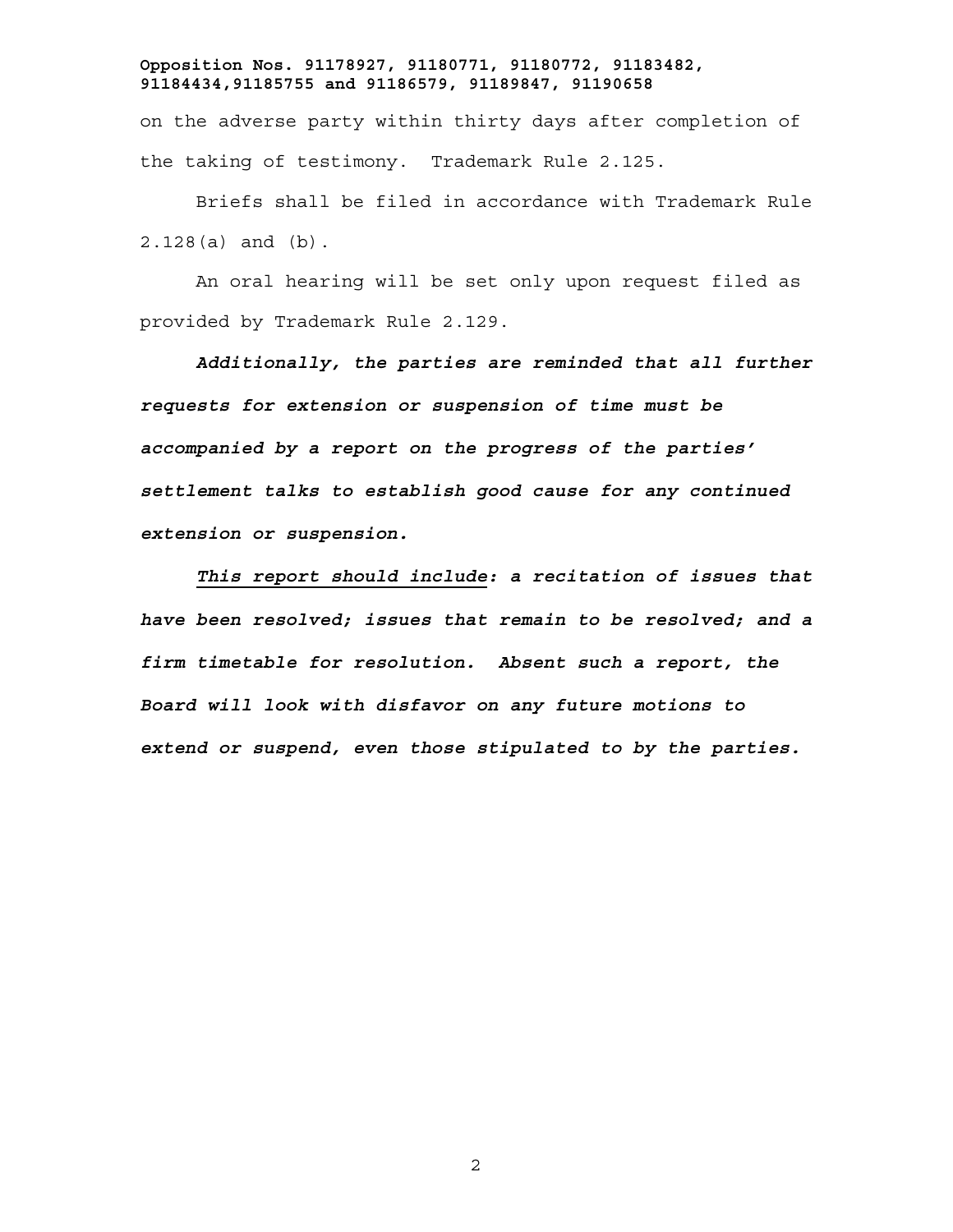on the adverse party within thirty days after completion of the taking of testimony. Trademark Rule 2.125.

Briefs shall be filed in accordance with Trademark Rule 2.128(a) and (b).

An oral hearing will be set only upon request filed as provided by Trademark Rule 2.129.

***Additionally, the parties are reminded that all further requests for extension or suspension of time must be accompanied by a report on the progress of the parties' settlement talks to establish good cause for any continued extension or suspension.***

***<u>This report should include</u>: a recitation of issues that have been resolved; issues that remain to be resolved; and a firm timetable for resolution. Absent such a report, the Board will look with disfavor on any future motions to extend or suspend, even those stipulated to by the parties.***